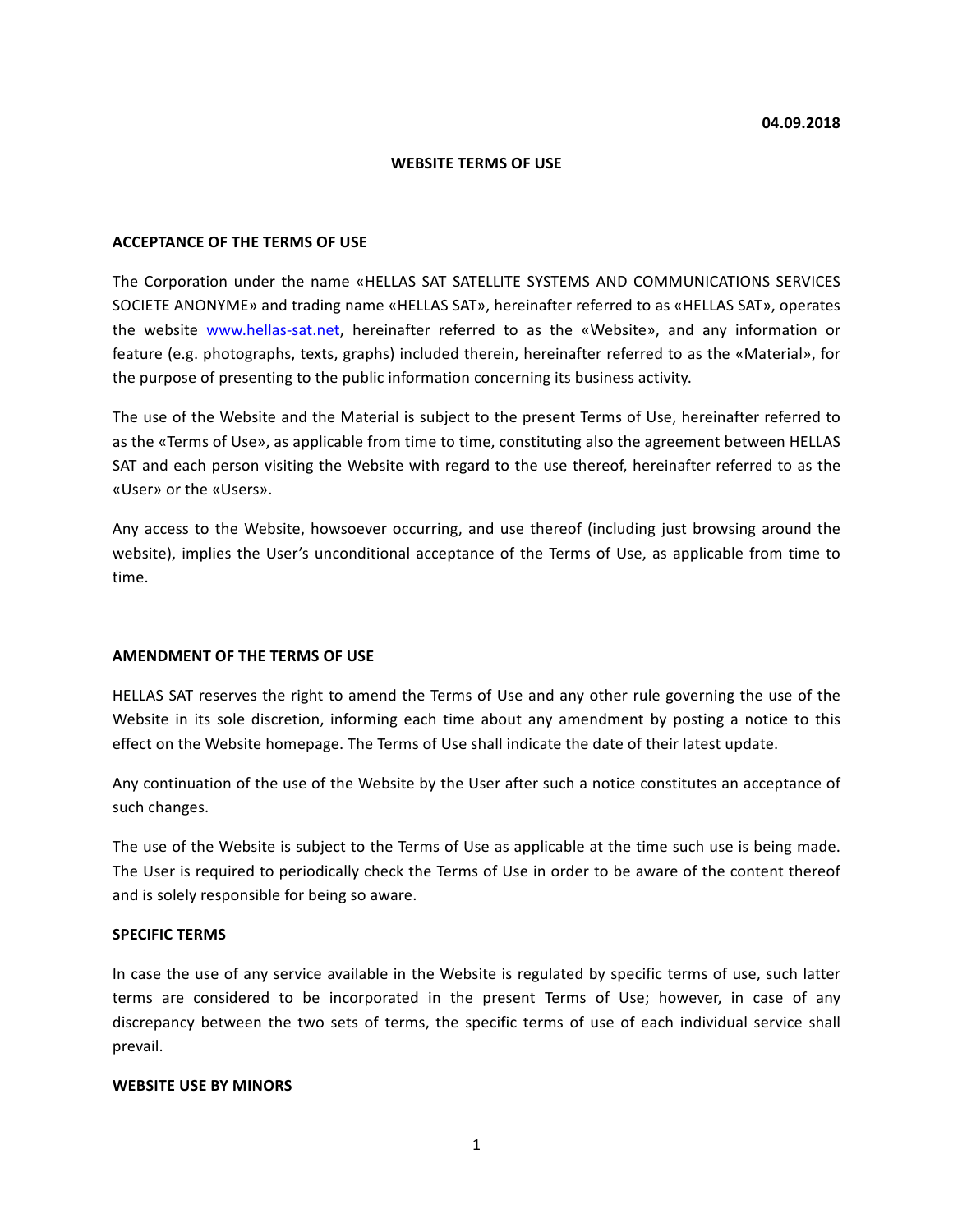**04.09.2018**

# WEBSITE TERMS OF USE

## ACCEPTANCE OF THE TERMS OF USE

The Corporation under the name «HELLAS SAT SATELLITE SYSTEMS AND COMMUNICATIONS SERVICES SOCIETE ANONYME» and trading name «HELLAS SAT», hereinafter referred to as «HELLAS SAT», operates the website [www.hellas-sat.net](http://www.hellas-sat.net), hereinafter referred to as the «Website», and any information or feature (e.g. photographs, texts, graphs) included therein, hereinafter referred to as the «Material», for the purpose of presenting to the public information concerning its business activity.

The use of the Website and the Material is subject to the present Terms of Use, hereinafter referred to as the «Terms of Use», as applicable from time to time, constituting also the agreement between HELLAS SAT and each person visiting the Website with regard to the use thereof, hereinafter referred to as the «User» or the «Users».

Any access to the Website, howsoever occurring, and use thereof (including just browsing around the website), implies the User's unconditional acceptance of the Terms of Use, as applicable from time to time.

## AMENDMENT OF THE TERMS OF USE

HELLAS SAT reserves the right to amend the Terms of Use and any other rule governing the use of the Website in its sole discretion, informing each time about any amendment by posting a notice to this effect on the Website homepage. The Terms of Use shall indicate the date of their latest update.

Any continuation of the use of the Website by the User after such a notice constitutes an acceptance of such changes.

The use of the Website is subject to the Terms of Use as applicable at the time such use is being made. The User is required to periodically check the Terms of Use in order to be aware of the content thereof and is solely responsible for being so aware.

## SPECIFIC TERMS

In case the use of any service available in the Website is regulated by specific terms of use, such latter terms are considered to be incorporated in the present Terms of Use; however, in case of any discrepancy between the two sets of terms, the specific terms of use of each individual service shall prevail.

## WEBSITE USE BY MINORS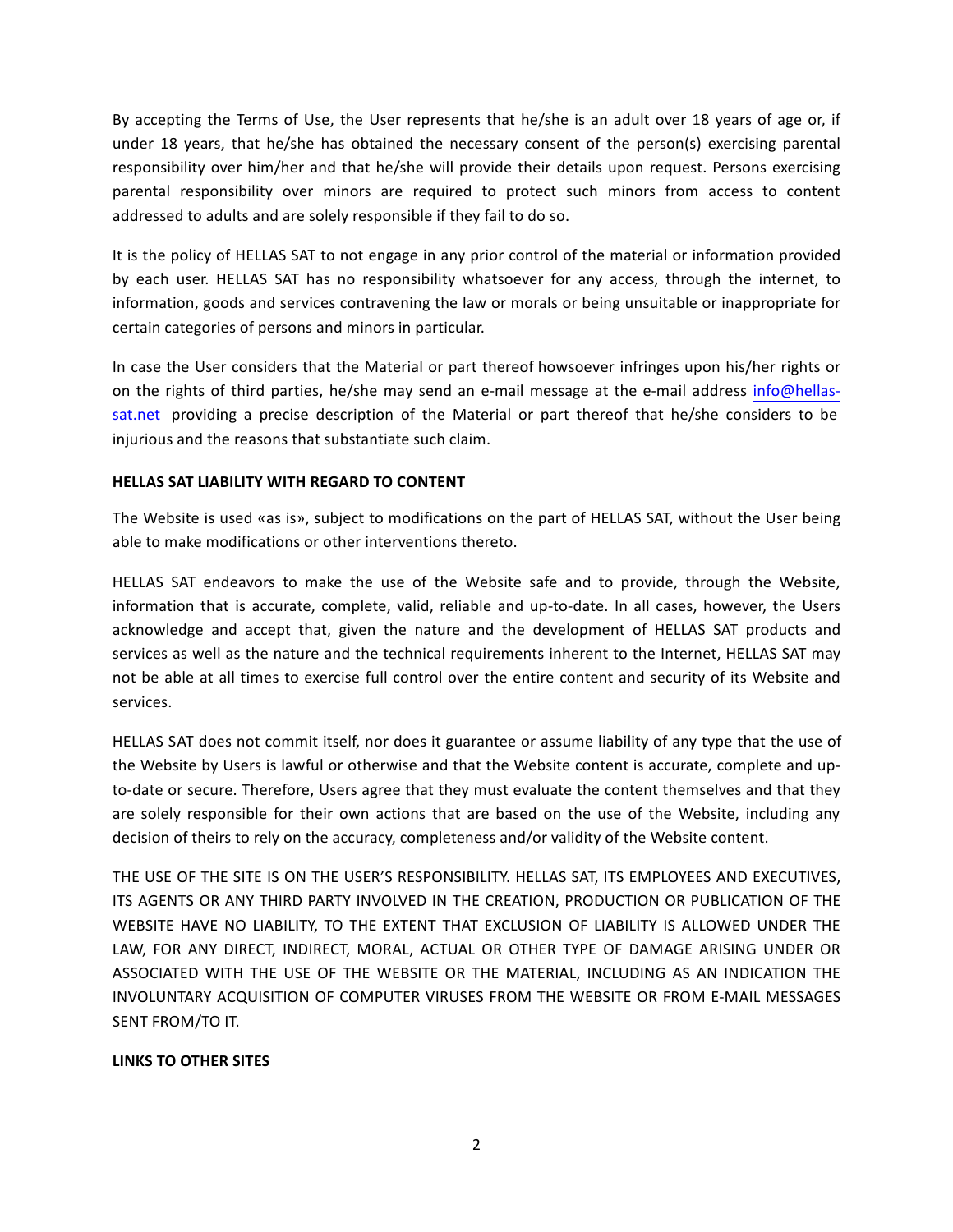By accepting the Terms of Use, the User represents that he/she is an adult over 18 years of age or, if under 18 years, that he/she has obtained the necessary consent of the person(s) exercising parental responsibility over him/her and that he/she will provide their details upon request. Persons exercising parental responsibility over minors are required to protect such minors from access to content addressed to adults and are solely responsible if they fail to do so.

It is the policy of HELLAS SAT to not engage in any prior control of the material or information provided by each user. HELLAS SAT has no responsibility whatsoever for any access, through the internet, to information, goods and services contravening the law or morals or being unsuitable or inappropriate for certain categories of persons and minors in particular.

In case the User considers that the Material or part thereof howsoever infringes upon his/her rights or on the rights of third parties, he/she may send an e-mail message at the e-mail address info@hellas-sat.net providing a precise description of the Material or part thereof that he/she considers to be injurious and the reasons that substantiate such claim.

**HELLAS SAT LIABILITY WITH REGARD TO CONTENT**

The Website is used «as is», subject to modifications on the part of HELLAS SAT, without the User being able to make modifications or other interventions thereto.

HELLAS SAT endeavors to make the use of the Website safe and to provide, through the Website, information that is accurate, complete, valid, reliable and up-to-date. In all cases, however, the Users acknowledge and accept that, given the nature and the development of HELLAS SAT products and services as well as the nature and the technical requirements inherent to the Internet, HELLAS SAT may not be able at all times to exercise full control over the entire content and security of its Website and services.

HELLAS SAT does not commit itself, nor does it guarantee or assume liability of any type that the use of the Website by Users is lawful or otherwise and that the Website content is accurate, complete and up-to-date or secure. Therefore, Users agree that they must evaluate the content themselves and that they are solely responsible for their own actions that are based on the use of the Website, including any decision of theirs to rely on the accuracy, completeness and/or validity of the Website content.

THE USE OF THE SITE IS ON THE USER'S RESPONSIBILITY. HELLAS SAT, ITS EMPLOYEES AND EXECUTIVES, ITS AGENTS OR ANY THIRD PARTY INVOLVED IN THE CREATION, PRODUCTION OR PUBLICATION OF THE WEBSITE HAVE NO LIABILITY, TO THE EXTENT THAT EXCLUSION OF LIABILITY IS ALLOWED UNDER THE LAW, FOR ANY DIRECT, INDIRECT, MORAL, ACTUAL OR OTHER TYPE OF DAMAGE ARISING UNDER OR ASSOCIATED WITH THE USE OF THE WEBSITE OR THE MATERIAL, INCLUDING AS AN INDICATION THE INVOLUNTARY ACQUISITION OF COMPUTER VIRUSES FROM THE WEBSITE OR FROM E-MAIL MESSAGES SENT FROM/TO IT.

**LINKS TO OTHER SITES**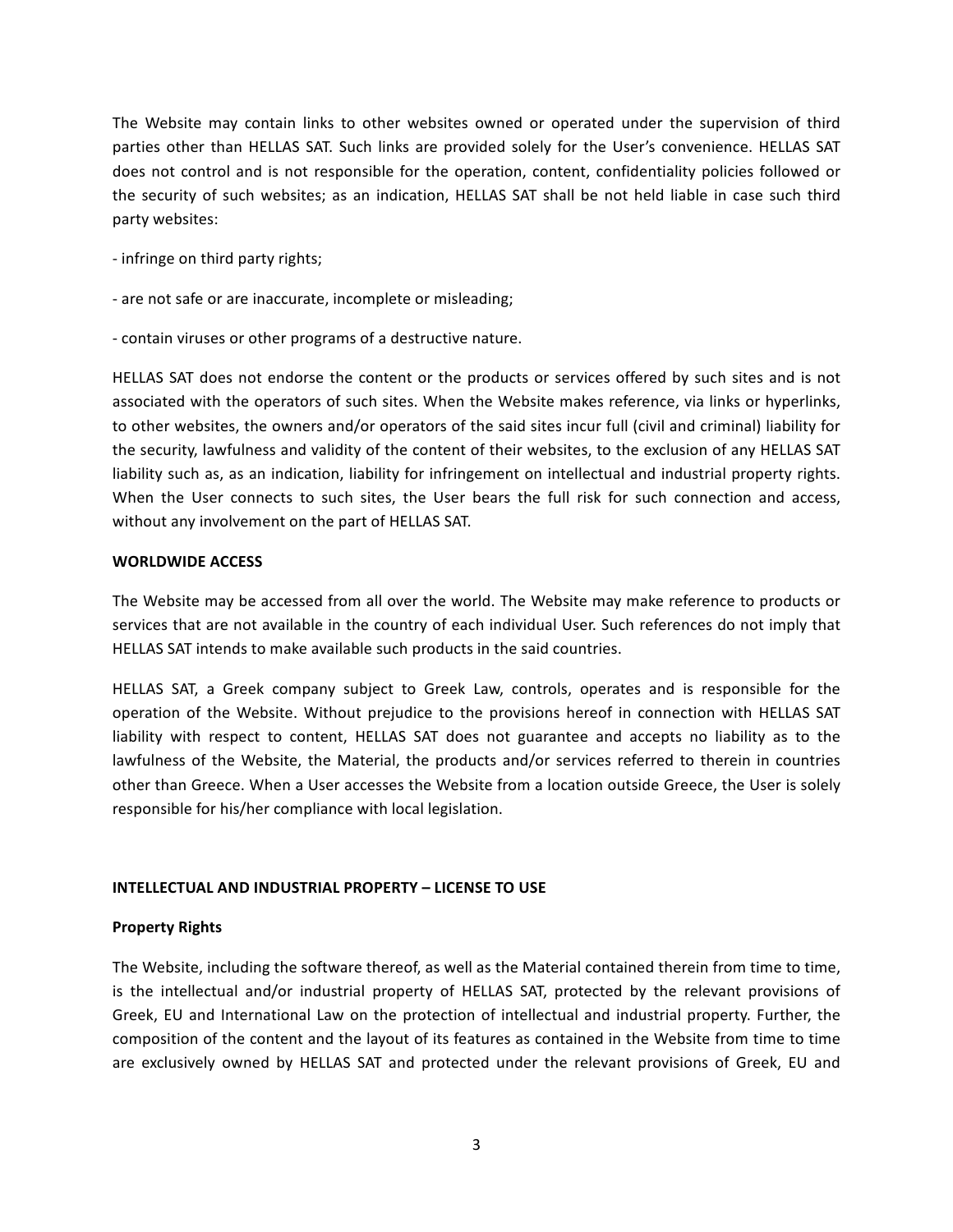The Website may contain links to other websites owned or operated under the supervision of third parties other than HELLAS SAT. Such links are provided solely for the User's convenience. HELLAS SAT does not control and is not responsible for the operation, content, confidentiality policies followed or the security of such websites; as an indication, HELLAS SAT shall be not held liable in case such third party websites:

- infringe on third party rights;

- are not safe or are inaccurate, incomplete or misleading;

- contain viruses or other programs of a destructive nature.

HELLAS SAT does not endorse the content or the products or services offered by such sites and is not associated with the operators of such sites. When the Website makes reference, via links or hyperlinks, to other websites, the owners and/or operators of the said sites incur full (civil and criminal) liability for the security, lawfulness and validity of the content of their websites, to the exclusion of any HELLAS SAT liability such as, as an indication, liability for infringement on intellectual and industrial property rights. When the User connects to such sites, the User bears the full risk for such connection and access, without any involvement on the part of HELLAS SAT.

**WORLDWIDE ACCESS**

The Website may be accessed from all over the world. The Website may make reference to products or services that are not available in the country of each individual User. Such references do not imply that HELLAS SAT intends to make available such products in the said countries.

HELLAS SAT, a Greek company subject to Greek Law, controls, operates and is responsible for the operation of the Website. Without prejudice to the provisions hereof in connection with HELLAS SAT liability with respect to content, HELLAS SAT does not guarantee and accepts no liability as to the lawfulness of the Website, the Material, the products and/or services referred to therein in countries other than Greece. When a User accesses the Website from a location outside Greece, the User is solely responsible for his/her compliance with local legislation.

**INTELLECTUAL AND INDUSTRIAL PROPERTY – LICENSE TO USE**

**Property Rights**

The Website, including the software thereof, as well as the Material contained therein from time to time, is the intellectual and/or industrial property of HELLAS SAT, protected by the relevant provisions of Greek, EU and International Law on the protection of intellectual and industrial property. Further, the composition of the content and the layout of its features as contained in the Website from time to time are exclusively owned by HELLAS SAT and protected under the relevant provisions of Greek, EU and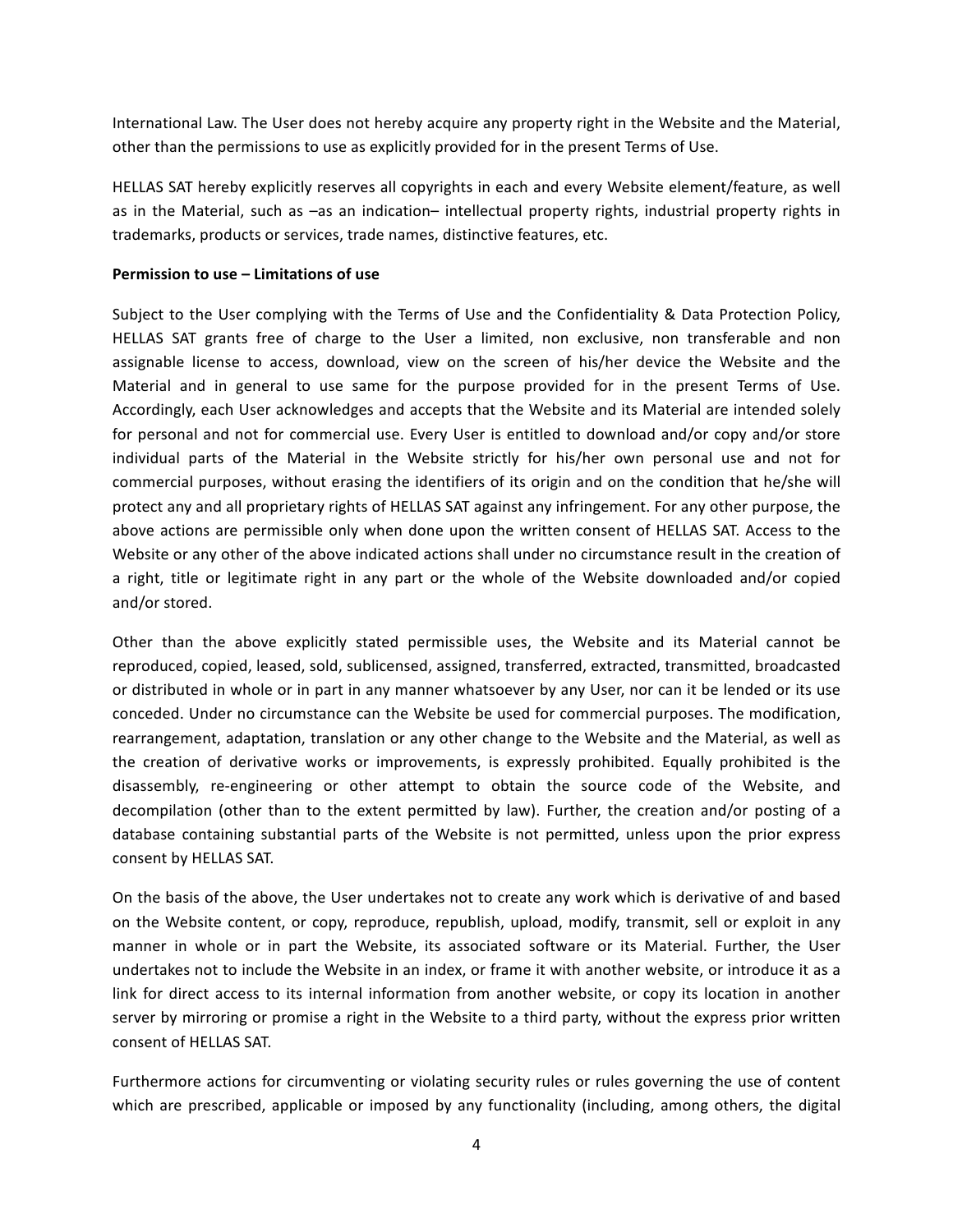International Law. The User does not hereby acquire any property right in the Website and the Material, other than the permissions to use as explicitly provided for in the present Terms of Use.

HELLAS SAT hereby explicitly reserves all copyrights in each and every Website element/feature, as well as in the Material, such as –as an indication– intellectual property rights, industrial property rights in trademarks, products or services, trade names, distinctive features, etc.

**Permission to use – Limitations of use**

Subject to the User complying with the Terms of Use and the Confidentiality & Data Protection Policy, HELLAS SAT grants free of charge to the User a limited, non exclusive, non transferable and non assignable license to access, download, view on the screen of his/her device the Website and the Material and in general to use same for the purpose provided for in the present Terms of Use. Accordingly, each User acknowledges and accepts that the Website and its Material are intended solely for personal and not for commercial use. Every User is entitled to download and/or copy and/or store individual parts of the Material in the Website strictly for his/her own personal use and not for commercial purposes, without erasing the identifiers of its origin and on the condition that he/she will protect any and all proprietary rights of HELLAS SAT against any infringement. For any other purpose, the above actions are permissible only when done upon the written consent of HELLAS SAT. Access to the Website or any other of the above indicated actions shall under no circumstance result in the creation of a right, title or legitimate right in any part or the whole of the Website downloaded and/or copied and/or stored.

Other than the above explicitly stated permissible uses, the Website and its Material cannot be reproduced, copied, leased, sold, sublicensed, assigned, transferred, extracted, transmitted, broadcasted or distributed in whole or in part in any manner whatsoever by any User, nor can it be lended or its use conceded. Under no circumstance can the Website be used for commercial purposes. The modification, rearrangement, adaptation, translation or any other change to the Website and the Material, as well as the creation of derivative works or improvements, is expressly prohibited. Equally prohibited is the disassembly, re-engineering or other attempt to obtain the source code of the Website, and decompilation (other than to the extent permitted by law). Further, the creation and/or posting of a database containing substantial parts of the Website is not permitted, unless upon the prior express consent by HELLAS SAT.

On the basis of the above, the User undertakes not to create any work which is derivative of and based on the Website content, or copy, reproduce, republish, upload, modify, transmit, sell or exploit in any manner in whole or in part the Website, its associated software or its Material. Further, the User undertakes not to include the Website in an index, or frame it with another website, or introduce it as a link for direct access to its internal information from another website, or copy its location in another server by mirroring or promise a right in the Website to a third party, without the express prior written consent of HELLAS SAT.

Furthermore actions for circumventing or violating security rules or rules governing the use of content which are prescribed, applicable or imposed by any functionality (including, among others, the digital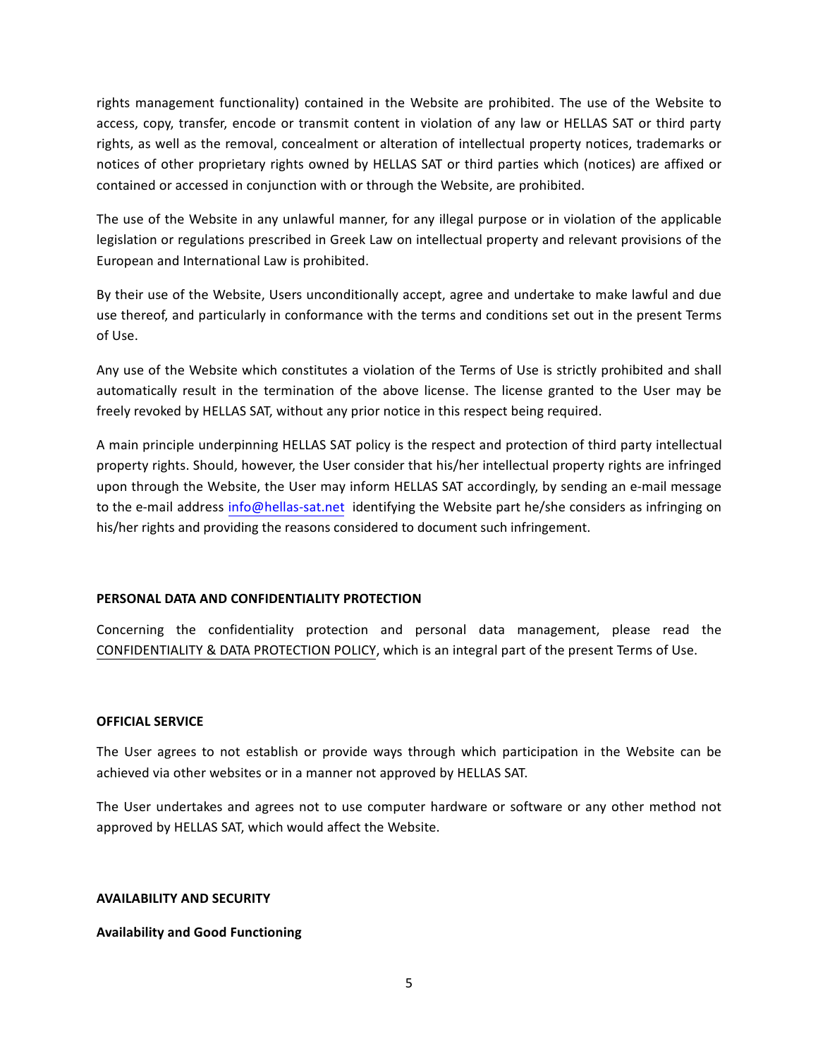rights management functionality) contained in the Website are prohibited. The use of the Website to access, copy, transfer, encode or transmit content in violation of any law or HELLAS SAT or third party rights, as well as the removal, concealment or alteration of intellectual property notices, trademarks or notices of other proprietary rights owned by HELLAS SAT or third parties which (notices) are affixed or contained or accessed in conjunction with or through the Website, are prohibited.

The use of the Website in any unlawful manner, for any illegal purpose or in violation of the applicable legislation or regulations prescribed in Greek Law on intellectual property and relevant provisions of the European and International Law is prohibited.

By their use of the Website, Users unconditionally accept, agree and undertake to make lawful and due use thereof, and particularly in conformance with the terms and conditions set out in the present Terms of Use.

Any use of the Website which constitutes a violation of the Terms of Use is strictly prohibited and shall automatically result in the termination of the above license. The license granted to the User may be freely revoked by HELLAS SAT, without any prior notice in this respect being required.

A main principle underpinning HELLAS SAT policy is the respect and protection of third party intellectual property rights. Should, however, the User consider that his/her intellectual property rights are infringed upon through the Website, the User may inform HELLAS SAT accordingly, by sending an e-mail message to the e-mail address info@hellas-sat.net identifying the Website part he/she considers as infringing on his/her rights and providing the reasons considered to document such infringement.

**PERSONAL DATA AND CONFIDENTIALITY PROTECTION**

Concerning the confidentiality protection and personal data management, please read the CONFIDENTIALITY & DATA PROTECTION POLICY, which is an integral part of the present Terms of Use.

**OFFICIAL SERVICE**

The User agrees to not establish or provide ways through which participation in the Website can be achieved via other websites or in a manner not approved by HELLAS SAT.

The User undertakes and agrees not to use computer hardware or software or any other method not approved by HELLAS SAT, which would affect the Website.

**AVAILABILITY AND SECURITY**

**Availability and Good Functioning**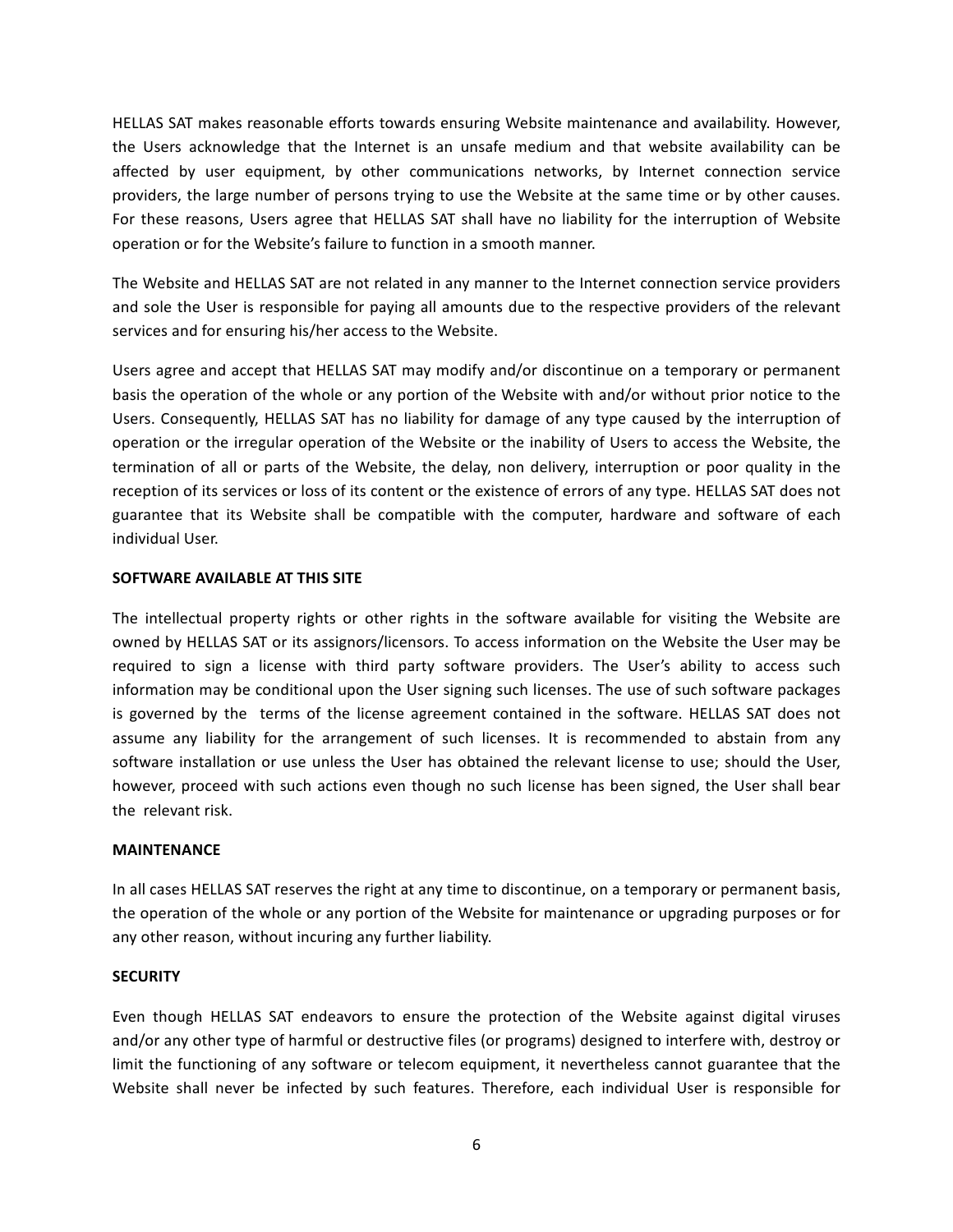HELLAS SAT makes reasonable efforts towards ensuring Website maintenance and availability. However, the Users acknowledge that the Internet is an unsafe medium and that website availability can be affected by user equipment, by other communications networks, by Internet connection service providers, the large number of persons trying to use the Website at the same time or by other causes. For these reasons, Users agree that HELLAS SAT shall have no liability for the interruption of Website operation or for the Website's failure to function in a smooth manner.

The Website and HELLAS SAT are not related in any manner to the Internet connection service providers and sole the User is responsible for paying all amounts due to the respective providers of the relevant services and for ensuring his/her access to the Website.

Users agree and accept that HELLAS SAT may modify and/or discontinue on a temporary or permanent basis the operation of the whole or any portion of the Website with and/or without prior notice to the Users. Consequently, HELLAS SAT has no liability for damage of any type caused by the interruption of operation or the irregular operation of the Website or the inability of Users to access the Website, the termination of all or parts of the Website, the delay, non delivery, interruption or poor quality in the reception of its services or loss of its content or the existence of errors of any type. HELLAS SAT does not guarantee that its Website shall be compatible with the computer, hardware and software of each individual User.

**SOFTWARE AVAILABLE AT THIS SITE**

The intellectual property rights or other rights in the software available for visiting the Website are owned by HELLAS SAT or its assignors/licensors. To access information on the Website the User may be required to sign a license with third party software providers. The User's ability to access such information may be conditional upon the User signing such licenses. The use of such software packages is governed by the terms of the license agreement contained in the software. HELLAS SAT does not assume any liability for the arrangement of such licenses. It is recommended to abstain from any software installation or use unless the User has obtained the relevant license to use; should the User, however, proceed with such actions even though no such license has been signed, the User shall bear the relevant risk.

**MAINTENANCE**

In all cases HELLAS SAT reserves the right at any time to discontinue, on a temporary or permanent basis, the operation of the whole or any portion of the Website for maintenance or upgrading purposes or for any other reason, without incuring any further liability.

**SECURITY**

Even though HELLAS SAT endeavors to ensure the protection of the Website against digital viruses and/or any other type of harmful or destructive files (or programs) designed to interfere with, destroy or limit the functioning of any software or telecom equipment, it nevertheless cannot guarantee that the Website shall never be infected by such features. Therefore, each individual User is responsible for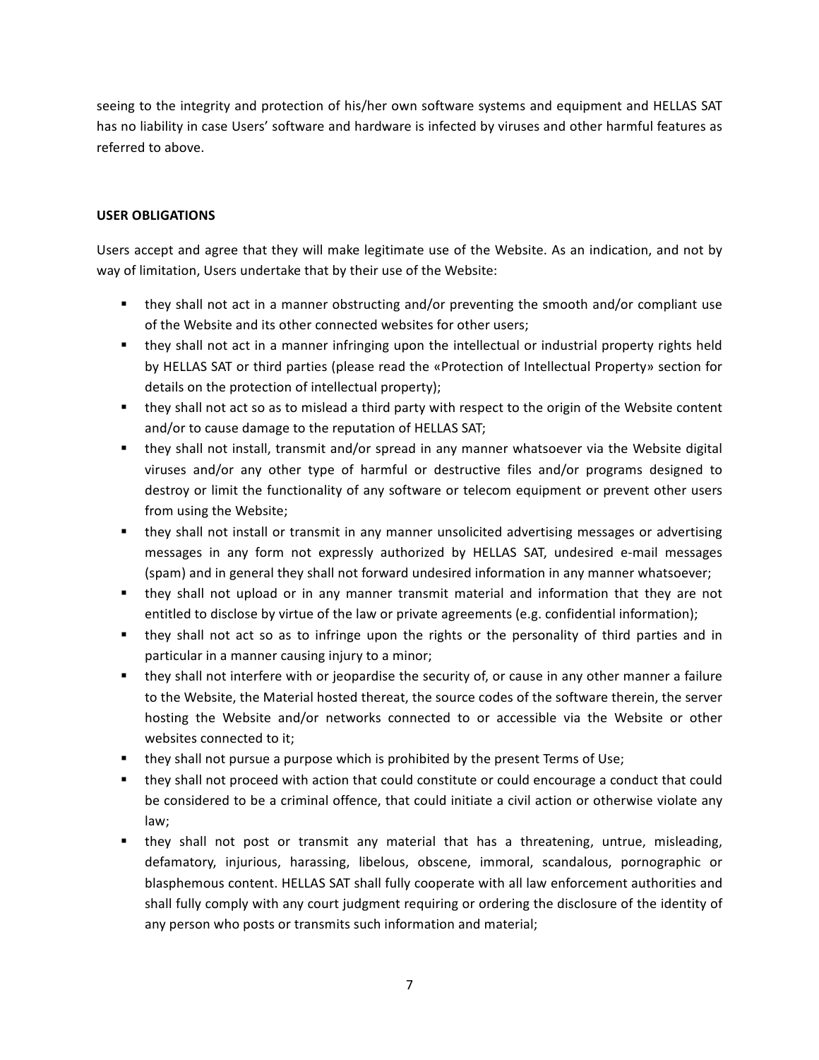seeing to the integrity and protection of his/her own software systems and equipment and HELLAS SAT has no liability in case Users' software and hardware is infected by viruses and other harmful features as referred to above.

**USER OBLIGATIONS**

Users accept and agree that they will make legitimate use of the Website. As an indication, and not by way of limitation, Users undertake that by their use of the Website:

- they shall not act in a manner obstructing and/or preventing the smooth and/or compliant use of the Website and its other connected websites for other users;
- they shall not act in a manner infringing upon the intellectual or industrial property rights held by HELLAS SAT or third parties (please read the «Protection of Intellectual Property» section for details on the protection of intellectual property);
- they shall not act so as to mislead a third party with respect to the origin of the Website content and/or to cause damage to the reputation of HELLAS SAT;
- they shall not install, transmit and/or spread in any manner whatsoever via the Website digital viruses and/or any other type of harmful or destructive files and/or programs designed to destroy or limit the functionality of any software or telecom equipment or prevent other users from using the Website;
- they shall not install or transmit in any manner unsolicited advertising messages or advertising messages in any form not expressly authorized by HELLAS SAT, undesired e-mail messages (spam) and in general they shall not forward undesired information in any manner whatsoever;
- they shall not upload or in any manner transmit material and information that they are not entitled to disclose by virtue of the law or private agreements (e.g. confidential information);
- they shall not act so as to infringe upon the rights or the personality of third parties and in particular in a manner causing injury to a minor;
- they shall not interfere with or jeopardise the security of, or cause in any other manner a failure to the Website, the Material hosted thereat, the source codes of the software therein, the server hosting the Website and/or networks connected to or accessible via the Website or other websites connected to it;
- they shall not pursue a purpose which is prohibited by the present Terms of Use;
- they shall not proceed with action that could constitute or could encourage a conduct that could be considered to be a criminal offence, that could initiate a civil action or otherwise violate any law;
- they shall not post or transmit any material that has a threatening, untrue, misleading, defamatory, injurious, harassing, libelous, obscene, immoral, scandalous, pornographic or blasphemous content. HELLAS SAT shall fully cooperate with all law enforcement authorities and shall fully comply with any court judgment requiring or ordering the disclosure of the identity of any person who posts or transmits such information and material;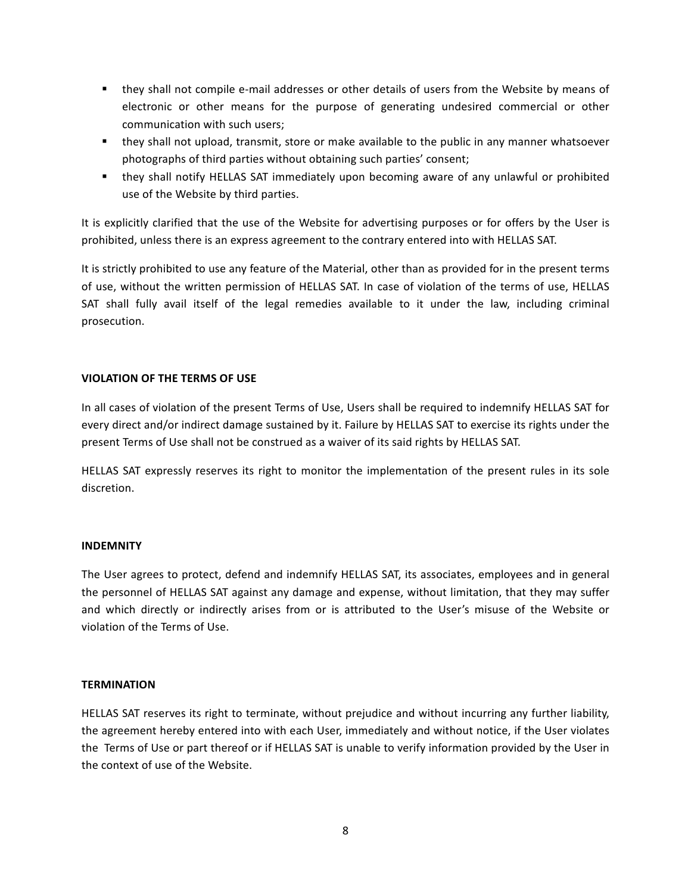- they shall not compile e-mail addresses or other details of users from the Website by means of electronic or other means for the purpose of generating undesired commercial or other communication with such users;
- they shall not upload, transmit, store or make available to the public in any manner whatsoever photographs of third parties without obtaining such parties' consent;
- they shall notify HELLAS SAT immediately upon becoming aware of any unlawful or prohibited use of the Website by third parties.

It is explicitly clarified that the use of the Website for advertising purposes or for offers by the User is prohibited, unless there is an express agreement to the contrary entered into with HELLAS SAT.

It is strictly prohibited to use any feature of the Material, other than as provided for in the present terms of use, without the written permission of HELLAS SAT. In case of violation of the terms of use, HELLAS SAT shall fully avail itself of the legal remedies available to it under the law, including criminal prosecution.

**VIOLATION OF THE TERMS OF USE**

In all cases of violation of the present Terms of Use, Users shall be required to indemnify HELLAS SAT for every direct and/or indirect damage sustained by it. Failure by HELLAS SAT to exercise its rights under the present Terms of Use shall not be construed as a waiver of its said rights by HELLAS SAT.

HELLAS SAT expressly reserves its right to monitor the implementation of the present rules in its sole discretion.

**INDEMNITY**

The User agrees to protect, defend and indemnify HELLAS SAT, its associates, employees and in general the personnel of HELLAS SAT against any damage and expense, without limitation, that they may suffer and which directly or indirectly arises from or is attributed to the User's misuse of the Website or violation of the Terms of Use.

**TERMINATION**

HELLAS SAT reserves its right to terminate, without prejudice and without incurring any further liability, the agreement hereby entered into with each User, immediately and without notice, if the User violates the Terms of Use or part thereof or if HELLAS SAT is unable to verify information provided by the User in the context of use of the Website.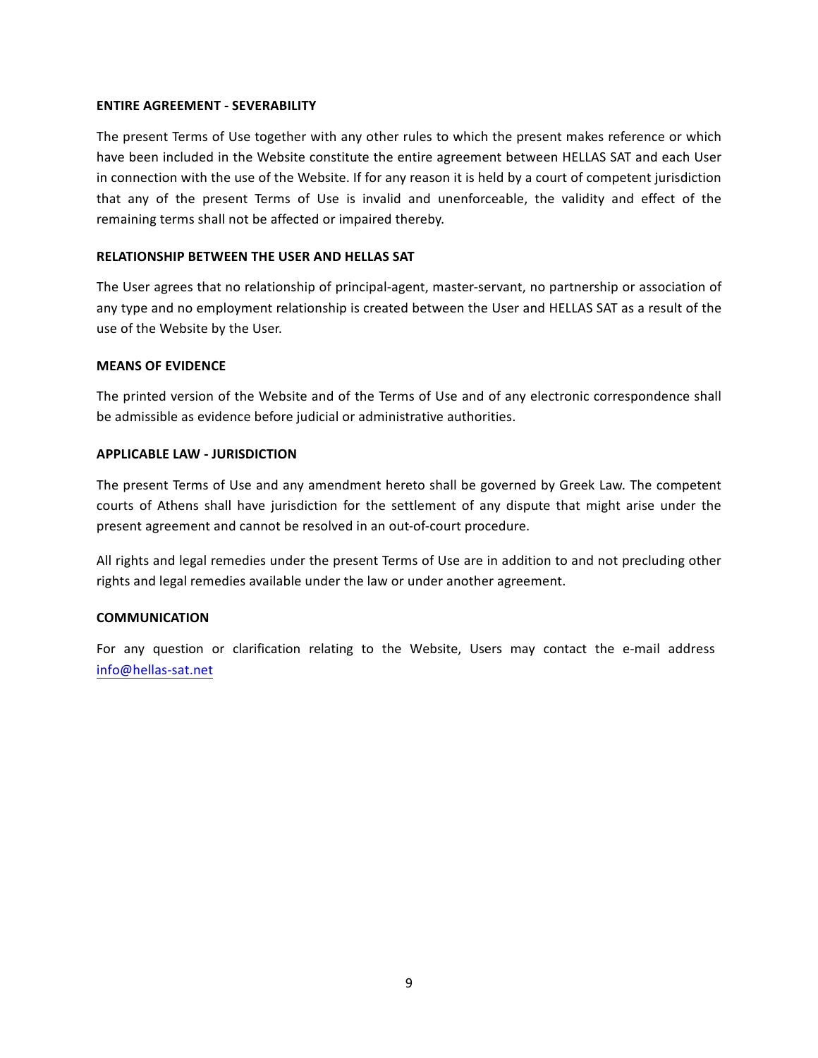**ENTIRE AGREEMENT - SEVERABILITY**

The present Terms of Use together with any other rules to which the present makes reference or which have been included in the Website constitute the entire agreement between HELLAS SAT and each User in connection with the use of the Website. If for any reason it is held by a court of competent jurisdiction that any of the present Terms of Use is invalid and unenforceable, the validity and effect of the remaining terms shall not be affected or impaired thereby.

**RELATIONSHIP BETWEEN THE USER AND HELLAS SAT**

The User agrees that no relationship of principal-agent, master-servant, no partnership or association of any type and no employment relationship is created between the User and HELLAS SAT as a result of the use of the Website by the User.

**MEANS OF EVIDENCE**

The printed version of the Website and of the Terms of Use and of any electronic correspondence shall be admissible as evidence before judicial or administrative authorities.

**APPLICABLE LAW - JURISDICTION**

The present Terms of Use and any amendment hereto shall be governed by Greek Law. The competent courts of Athens shall have jurisdiction for the settlement of any dispute that might arise under the present agreement and cannot be resolved in an out-of-court procedure.

All rights and legal remedies under the present Terms of Use are in addition to and not precluding other rights and legal remedies available under the law or under another agreement.

**COMMUNICATION**

For any question or clarification relating to the Website, Users may contact the e-mail address info@hellas-sat.net